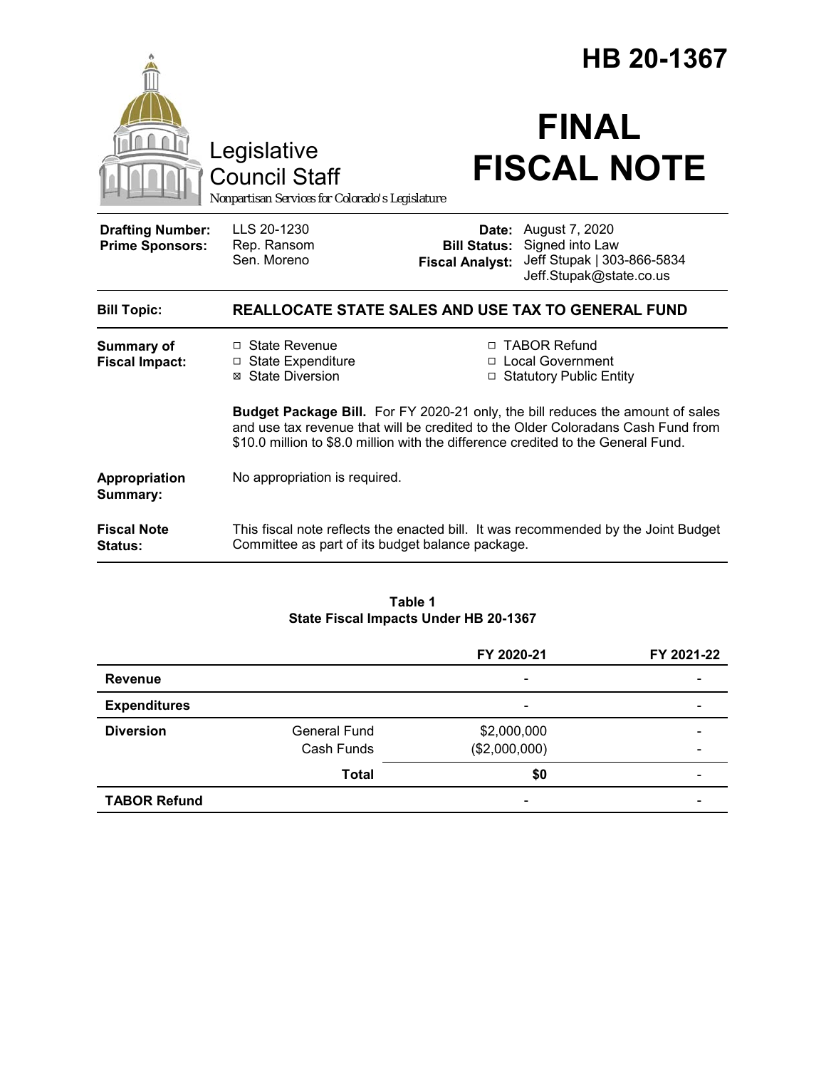# HB 20-1367

Legislative Council Staff

*Nonpartisan Services for Colorado's Legislature*

# FINAL FISCAL NOTE

| | | | |
|---|---|---|---|
| **Drafting Number:** | LLS 20-1230 | **Date:** | August 7, 2020 |
| **Prime Sponsors:** | Rep. Ransom<br>Sen. Moreno | **Bill Status:** | Signed into Law |
| | | **Fiscal Analyst:** | Jeff Stupak \| 303-866-5834<br>Jeff.Stupak@state.co.us |

**Bill Topic:** **REALLOCATE STATE SALES AND USE TAX TO GENERAL FUND**

**Summary of Fiscal Impact:**

- ☐ State Revenue
- ☐ State Expenditure
- ☒ State Diversion
- ☐ TABOR Refund
- ☐ Local Government
- ☐ Statutory Public Entity

**Budget Package Bill.** For FY 2020-21 only, the bill reduces the amount of sales and use tax revenue that will be credited to the Older Coloradans Cash Fund from $10.0 million to $8.0 million with the difference credited to the General Fund.

**Appropriation Summary:** No appropriation is required.

**Fiscal Note Status:** This fiscal note reflects the enacted bill. It was recommended by the Joint Budget Committee as part of its budget balance package.

**Table 1**
**State Fiscal Impacts Under HB 20-1367**

| | | FY 2020-21 | FY 2021-22 |
|---|---|---|---|
| **Revenue** | | - | - |
| **Expenditures** | | - | - |
| **Diversion** | General Fund | $2,000,000 | - |
| | Cash Funds | ($2,000,000) | - |
| | **Total** | **$0** | - |
| **TABOR Refund** | | - | - |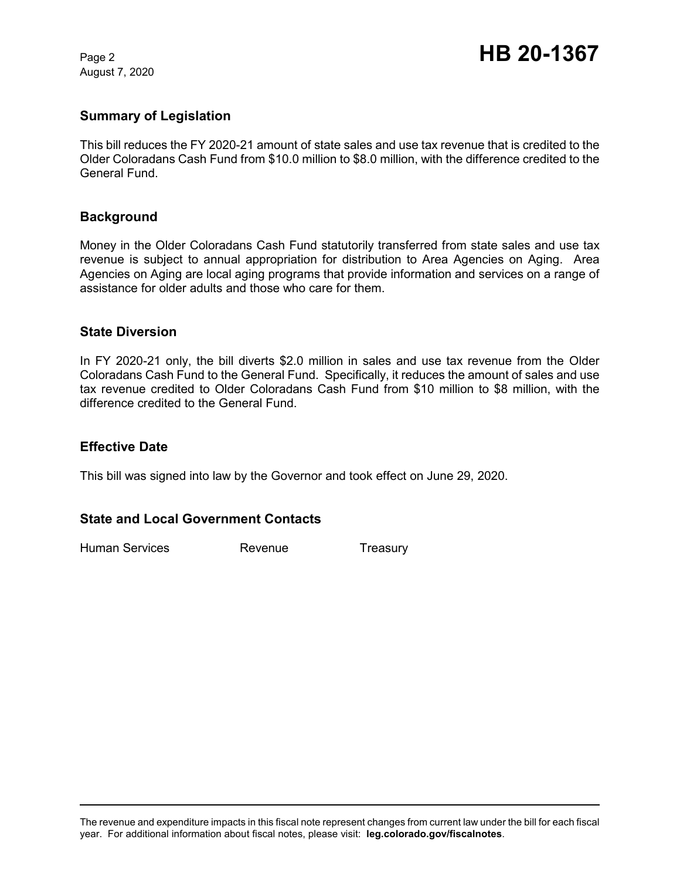## Summary of Legislation

This bill reduces the FY 2020-21 amount of state sales and use tax revenue that is credited to the Older Coloradans Cash Fund from $10.0 million to $8.0 million, with the difference credited to the General Fund.

## Background

Money in the Older Coloradans Cash Fund statutorily transferred from state sales and use tax revenue is subject to annual appropriation for distribution to Area Agencies on Aging. Area Agencies on Aging are local aging programs that provide information and services on a range of assistance for older adults and those who care for them.

## State Diversion

In FY 2020-21 only, the bill diverts $2.0 million in sales and use tax revenue from the Older Coloradans Cash Fund to the General Fund. Specifically, it reduces the amount of sales and use tax revenue credited to Older Coloradans Cash Fund from $10 million to $8 million, with the difference credited to the General Fund.

## Effective Date

This bill was signed into law by the Governor and took effect on June 29, 2020.

## State and Local Government Contacts

Human Services Revenue Treasury

The revenue and expenditure impacts in this fiscal note represent changes from current law under the bill for each fiscal year. For additional information about fiscal notes, please visit: **leg.colorado.gov/fiscalnotes**.